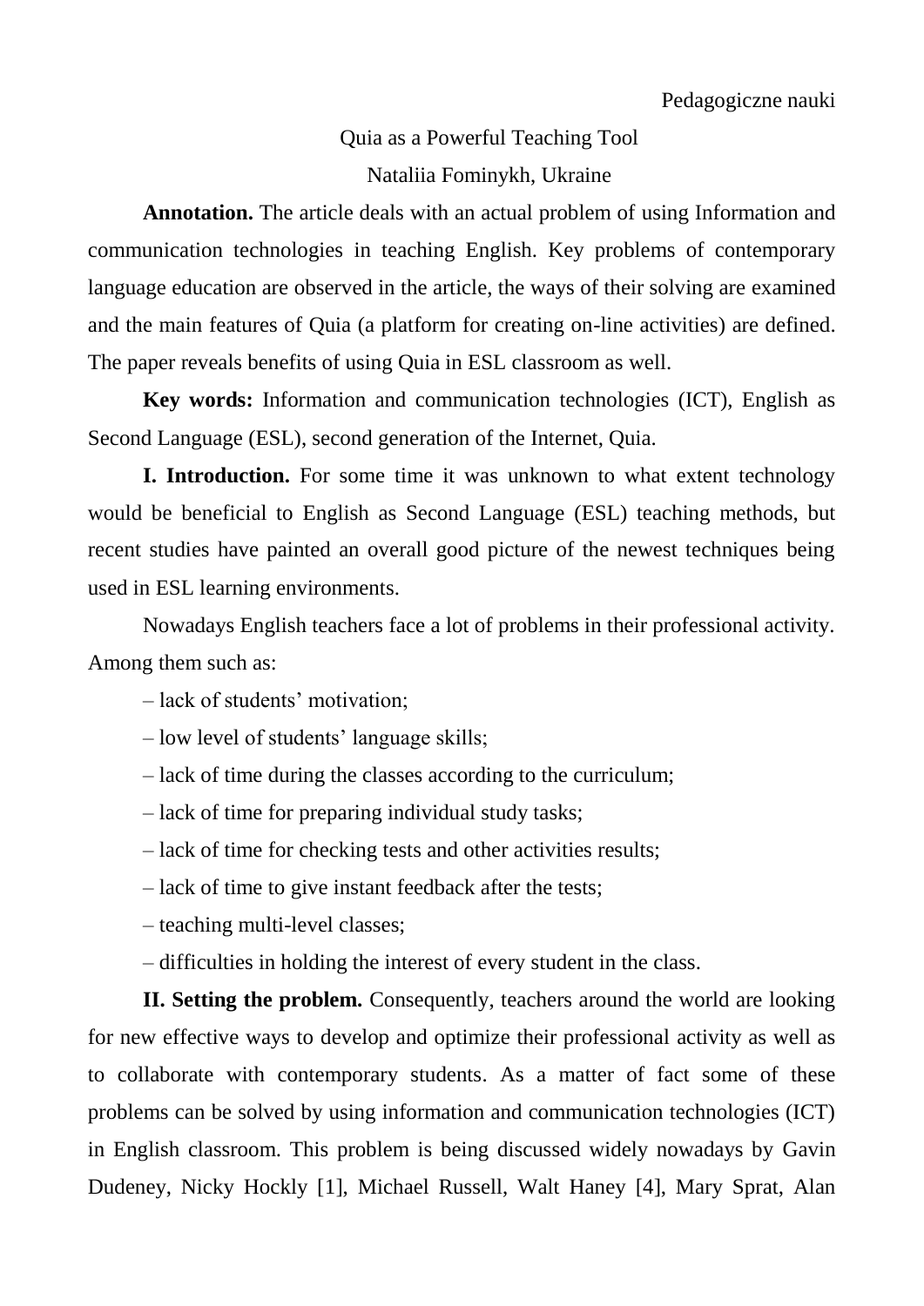Pedagogiczne nauki

# Quia as a Powerful Teaching Tool

Nataliia Fominykh, Ukraine

**Annotation.** The article deals with an actual problem of using Information and communication technologies in teaching English. Key problems of contemporary language education are observed in the article, the ways of their solving are examined and the main features of Quia (a platform for creating on-line activities) are defined. The paper reveals benefits of using Quia in ESL classroom as well.

**Key words:** Information and communication technologies (ICT), English as Second Language (ESL), second generation of the Internet, Quia.

**I. Introduction.** For some time it was unknown to what extent technology would be beneficial to English as Second Language (ESL) teaching methods, but recent studies have painted an overall good picture of the newest techniques being used in ESL learning environments.

Nowadays English teachers face a lot of problems in their professional activity. Among them such as:

– lack of students' motivation;

– low level of students' language skills;

– lack of time during the classes according to the curriculum;

– lack of time for preparing individual study tasks;

– lack of time for checking tests and other activities results;

– lack of time to give instant feedback after the tests;

– teaching multi-level classes;

– difficulties in holding the interest of every student in the class.

**II. Setting the problem.** Consequently, teachers around the world are looking for new effective ways to develop and optimize their professional activity as well as to collaborate with contemporary students. As a matter of fact some of these problems can be solved by using information and communication technologies (ICT) in English classroom. This problem is being discussed widely nowadays by Gavin Dudeney, Nicky Hockly [1], Michael Russell, Walt Haney [4], Mary Sprat, Alan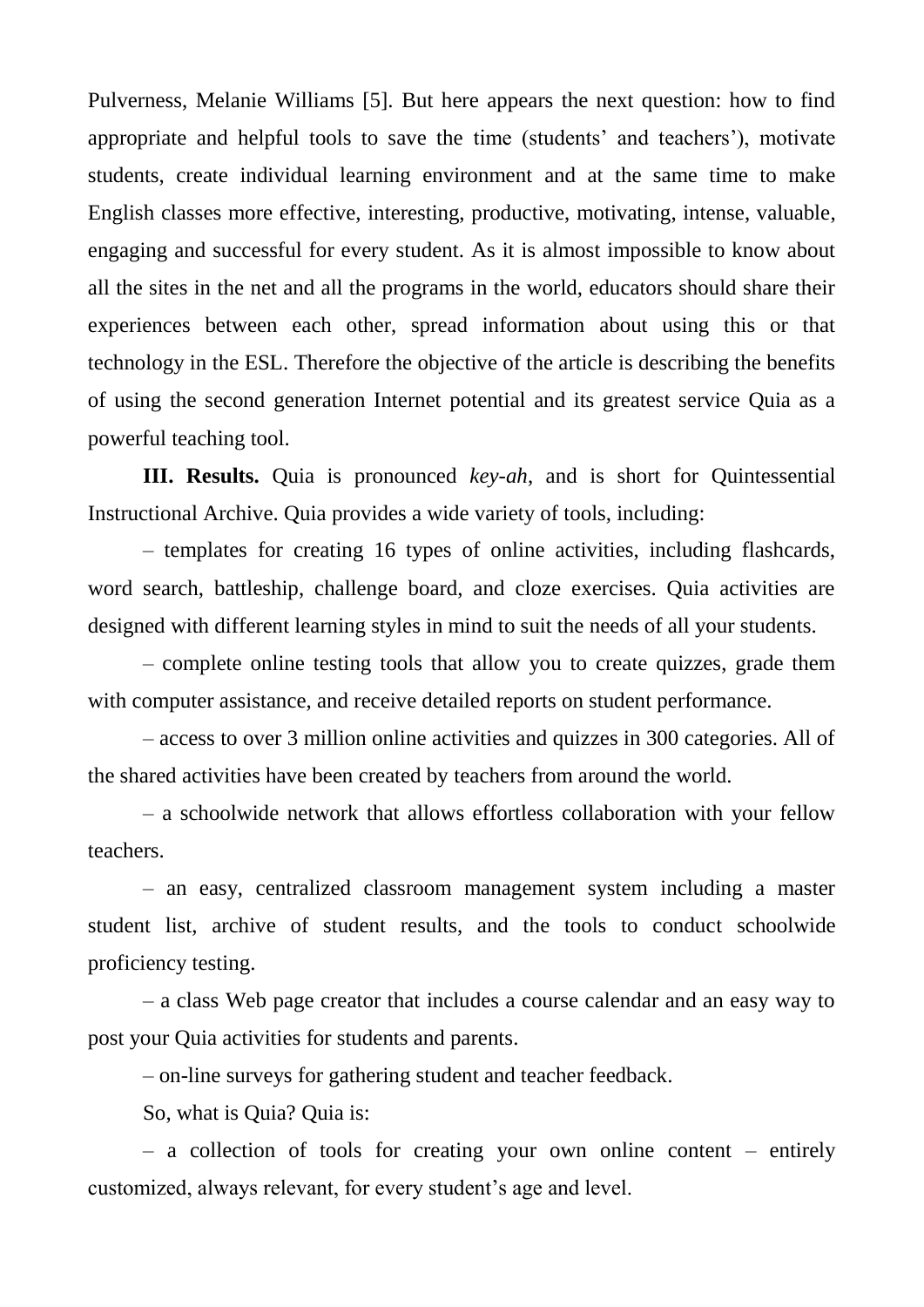Pulverness, Melanie Williams [5]. But here appears the next question: how to find appropriate and helpful tools to save the time (students' and teachers'), motivate students, create individual learning environment and at the same time to make English classes more effective, interesting, productive, motivating, intense, valuable, engaging and successful for every student. As it is almost impossible to know about all the sites in the net and all the programs in the world, educators should share their experiences between each other, spread information about using this or that technology in the ESL. Therefore the objective of the article is describing the benefits of using the second generation Internet potential and its greatest service Quia as a powerful teaching tool.

**III. Results.** Quia is pronounced *key-ah*, and is short for Quintessential Instructional Archive. Quia provides a wide variety of tools, including:

– templates for creating 16 types of online activities, including flashcards, word search, battleship, challenge board, and cloze exercises. Quia activities are designed with different learning styles in mind to suit the needs of all your students.

– complete online testing tools that allow you to create quizzes, grade them with computer assistance, and receive detailed reports on student performance.

– access to over 3 million online activities and quizzes in 300 categories. All of the shared activities have been created by teachers from around the world.

– a schoolwide network that allows effortless collaboration with your fellow teachers.

– an easy, centralized classroom management system including a master student list, archive of student results, and the tools to conduct schoolwide proficiency testing.

– a class Web page creator that includes a course calendar and an easy way to post your Quia activities for students and parents.

– on-line surveys for gathering student and teacher feedback.

So, what is Quia? Quia is:

– a collection of tools for creating your own online content – entirely customized, always relevant, for every student's age and level.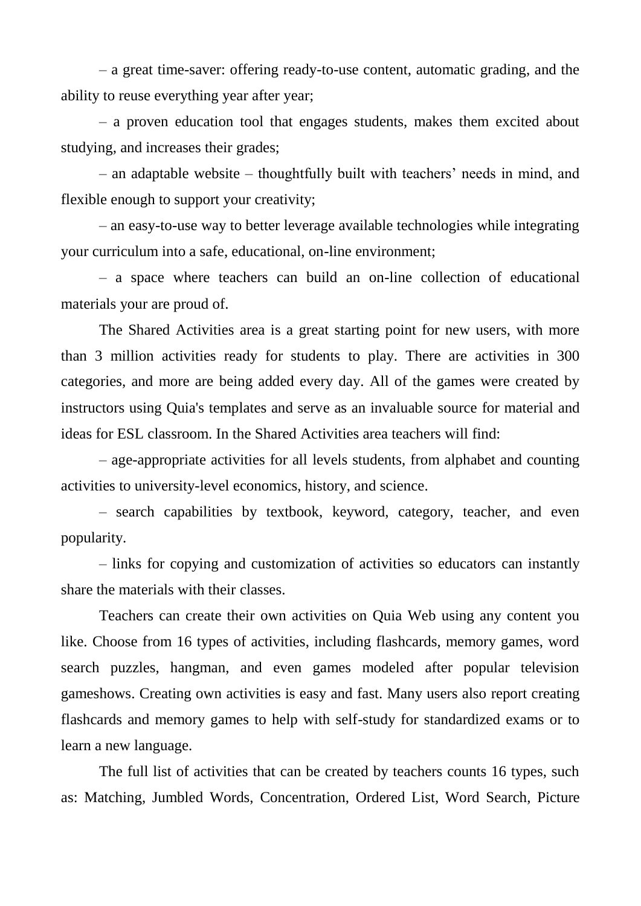– a great time-saver: offering ready-to-use content, automatic grading, and the ability to reuse everything year after year;

– a proven education tool that engages students, makes them excited about studying, and increases their grades;

– an adaptable website – thoughtfully built with teachers' needs in mind, and flexible enough to support your creativity;

– an easy-to-use way to better leverage available technologies while integrating your curriculum into a safe, educational, on-line environment;

– a space where teachers can build an on-line collection of educational materials your are proud of.

The Shared Activities area is a great starting point for new users, with more than 3 million activities ready for students to play. There are activities in 300 categories, and more are being added every day. All of the games were created by instructors using Quia's templates and serve as an invaluable source for material and ideas for ESL classroom. In the Shared Activities area teachers will find:

– age-appropriate activities for all levels students, from alphabet and counting activities to university-level economics, history, and science.

– search capabilities by textbook, keyword, category, teacher, and even popularity.

– links for copying and customization of activities so educators can instantly share the materials with their classes.

Teachers can create their own activities on Quia Web using any content you like. Choose from 16 types of activities, including flashcards, memory games, word search puzzles, hangman, and even games modeled after popular television gameshows. Creating own activities is easy and fast. Many users also report creating flashcards and memory games to help with self-study for standardized exams or to learn a new language.

The full list of activities that can be created by teachers counts 16 types, such as: Matching, Jumbled Words, Concentration, Ordered List, Word Search, Picture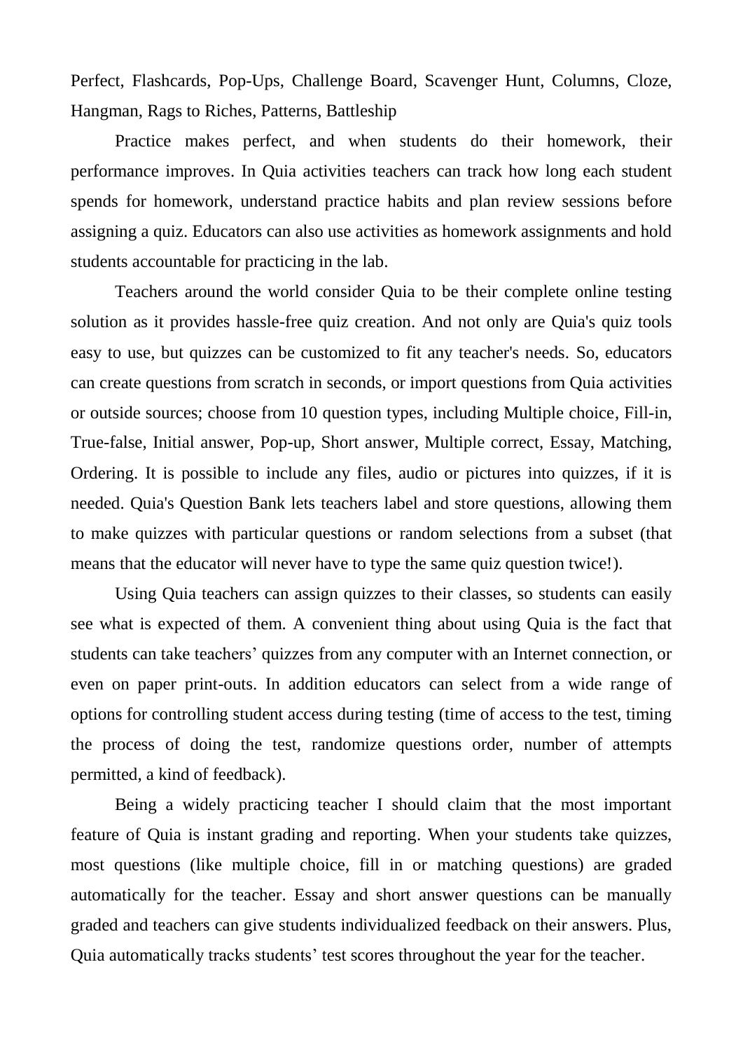Perfect, Flashcards, Pop-Ups, Challenge Board, Scavenger Hunt, Columns, Cloze, Hangman, Rags to Riches, Patterns, Battleship

Practice makes perfect, and when students do their homework, their performance improves. In Quia activities teachers can track how long each student spends for homework, understand practice habits and plan review sessions before assigning a quiz. Educators can also use activities as homework assignments and hold students accountable for practicing in the lab.

Teachers around the world consider Quia to be their complete online testing solution as it provides hassle-free quiz creation. And not only are Quia's quiz tools easy to use, but quizzes can be customized to fit any teacher's needs. So, educators can create questions from scratch in seconds, or import questions from Quia activities or outside sources; choose from 10 question types, including Multiple choice, Fill-in, True-false, Initial answer, Pop-up, Short answer, Multiple correct, Essay, Matching, Ordering. It is possible to include any files, audio or pictures into quizzes, if it is needed. Quia's Question Bank lets teachers label and store questions, allowing them to make quizzes with particular questions or random selections from a subset (that means that the educator will never have to type the same quiz question twice!).

Using Quia teachers can assign quizzes to their classes, so students can easily see what is expected of them. A convenient thing about using Quia is the fact that students can take teachers' quizzes from any computer with an Internet connection, or even on paper print-outs. In addition educators can select from a wide range of options for controlling student access during testing (time of access to the test, timing the process of doing the test, randomize questions order, number of attempts permitted, a kind of feedback).

Being a widely practicing teacher I should claim that the most important feature of Quia is instant grading and reporting. When your students take quizzes, most questions (like multiple choice, fill in or matching questions) are graded automatically for the teacher. Essay and short answer questions can be manually graded and teachers can give students individualized feedback on their answers. Plus, Quia automatically tracks students' test scores throughout the year for the teacher.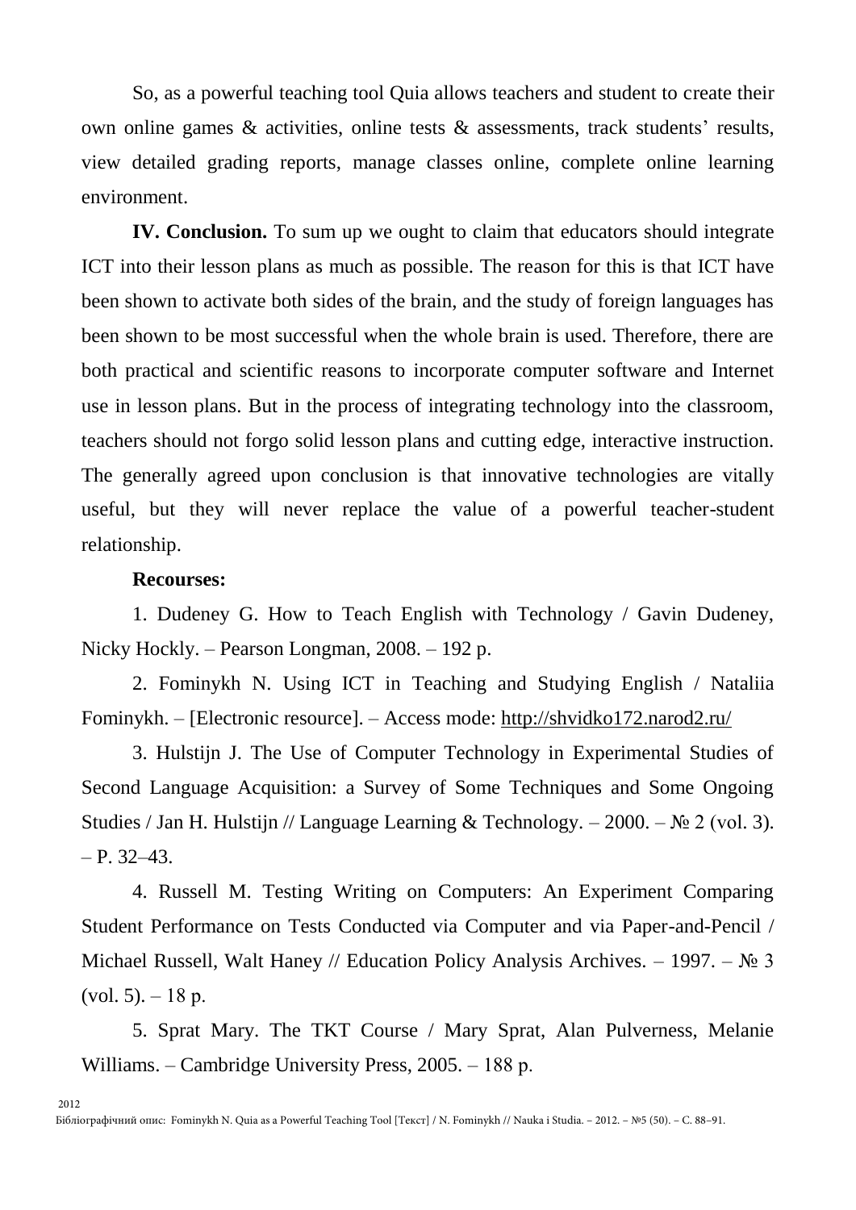So, as a powerful teaching tool Quia allows teachers and student to create their own online games & activities, online tests & assessments, track students' results, view detailed grading reports, manage classes online, complete online learning environment.

**IV. Conclusion.** To sum up we ought to claim that educators should integrate ICT into their lesson plans as much as possible. The reason for this is that ICT have been shown to activate both sides of the brain, and the study of foreign languages has been shown to be most successful when the whole brain is used. Therefore, there are both practical and scientific reasons to incorporate computer software and Internet use in lesson plans. But in the process of integrating technology into the classroom, teachers should not forgo solid lesson plans and cutting edge, interactive instruction. The generally agreed upon conclusion is that innovative technologies are vitally useful, but they will never replace the value of a powerful teacher-student relationship.

**Recourses:**

1. Dudeney G. How to Teach English with Technology / Gavin Dudeney, Nicky Hockly. – Pearson Longman, 2008. – 192 p.

2. Fominykh N. Using ICT in Teaching and Studying English / Nataliia Fominykh. – [Electronic resource]. – Access mode: http://shvidko172.narod2.ru/

3. Hulstijn J. The Use of Computer Technology in Experimental Studies of Second Language Acquisition: a Survey of Some Techniques and Some Ongoing Studies / Jan H. Hulstijn // Language Learning & Technology. – 2000. – № 2 (vol. 3). – P. 32–43.

4. Russell M. Testing Writing on Computers: An Experiment Comparing Student Performance on Tests Conducted via Computer and via Paper-and-Pencil / Michael Russell, Walt Haney // Education Policy Analysis Archives. – 1997. – № 3 (vol. 5). – 18 p.

5. Sprat Mary. The TKT Course / Mary Sprat, Alan Pulverness, Melanie Williams. – Cambridge University Press, 2005. – 188 p.